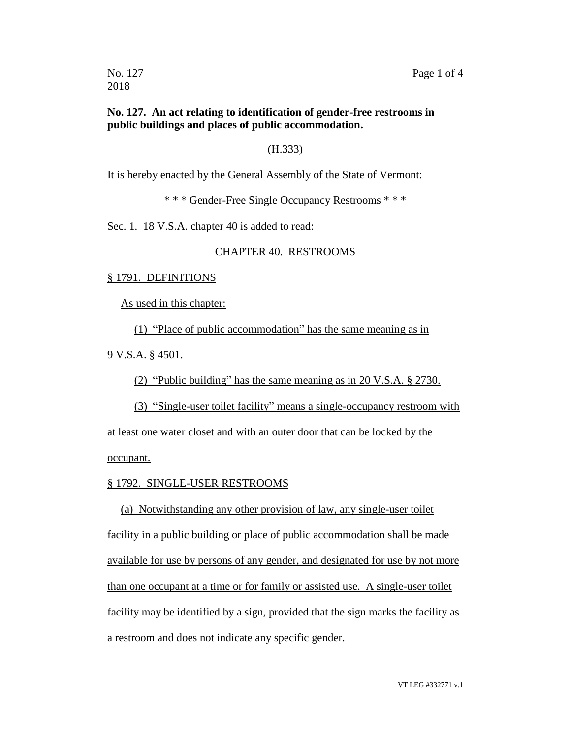**No. 127. An act relating to identification of gender-free restrooms in public buildings and places of public accommodation.**

(H.333)

It is hereby enacted by the General Assembly of the State of Vermont:

\* \* \* Gender-Free Single Occupancy Restrooms \* \* \*

Sec. 1. 18 V.S.A. chapter 40 is added to read:

CHAPTER 40. RESTROOMS

§ 1791. DEFINITIONS

As used in this chapter:

(1) "Place of public accommodation" has the same meaning as in 9 V.S.A. § 4501.

(2) "Public building" has the same meaning as in 20 V.S.A. § 2730.

(3) "Single-user toilet facility" means a single-occupancy restroom with at least one water closet and with an outer door that can be locked by the occupant.

§ 1792. SINGLE-USER RESTROOMS

(a) Notwithstanding any other provision of law, any single-user toilet facility in a public building or place of public accommodation shall be made available for use by persons of any gender, and designated for use by not more than one occupant at a time or for family or assisted use. A single-user toilet facility may be identified by a sign, provided that the sign marks the facility as a restroom and does not indicate any specific gender.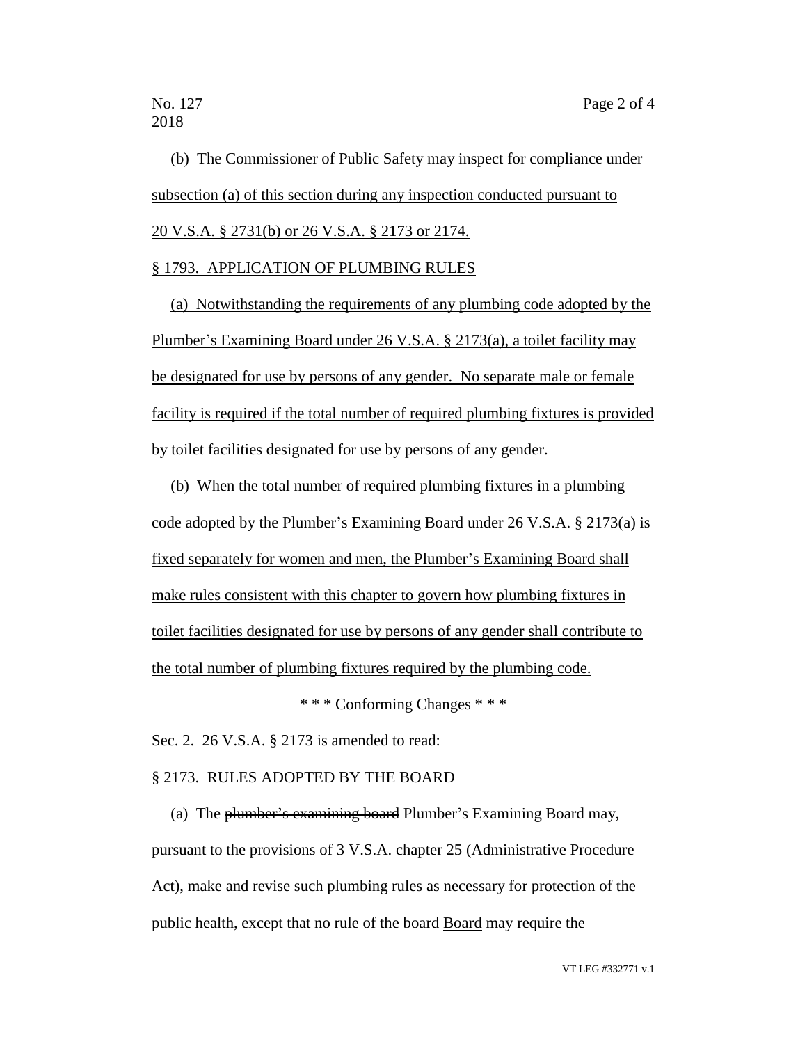(b) The Commissioner of Public Safety may inspect for compliance under subsection (a) of this section during any inspection conducted pursuant to 20 V.S.A. § 2731(b) or 26 V.S.A. § 2173 or 2174.

§ 1793. APPLICATION OF PLUMBING RULES

(a) Notwithstanding the requirements of any plumbing code adopted by the Plumber's Examining Board under 26 V.S.A. § 2173(a), a toilet facility may be designated for use by persons of any gender. No separate male or female facility is required if the total number of required plumbing fixtures is provided by toilet facilities designated for use by persons of any gender.

(b) When the total number of required plumbing fixtures in a plumbing code adopted by the Plumber's Examining Board under 26 V.S.A. § 2173(a) is fixed separately for women and men, the Plumber's Examining Board shall make rules consistent with this chapter to govern how plumbing fixtures in toilet facilities designated for use by persons of any gender shall contribute to the total number of plumbing fixtures required by the plumbing code.

\* \* \* Conforming Changes \* \* \*

Sec. 2. 26 V.S.A. § 2173 is amended to read:

§ 2173. RULES ADOPTED BY THE BOARD

(a) The ~~plumber's examining board~~ Plumber's Examining Board may, pursuant to the provisions of 3 V.S.A. chapter 25 (Administrative Procedure Act), make and revise such plumbing rules as necessary for protection of the public health, except that no rule of the ~~board~~ Board may require the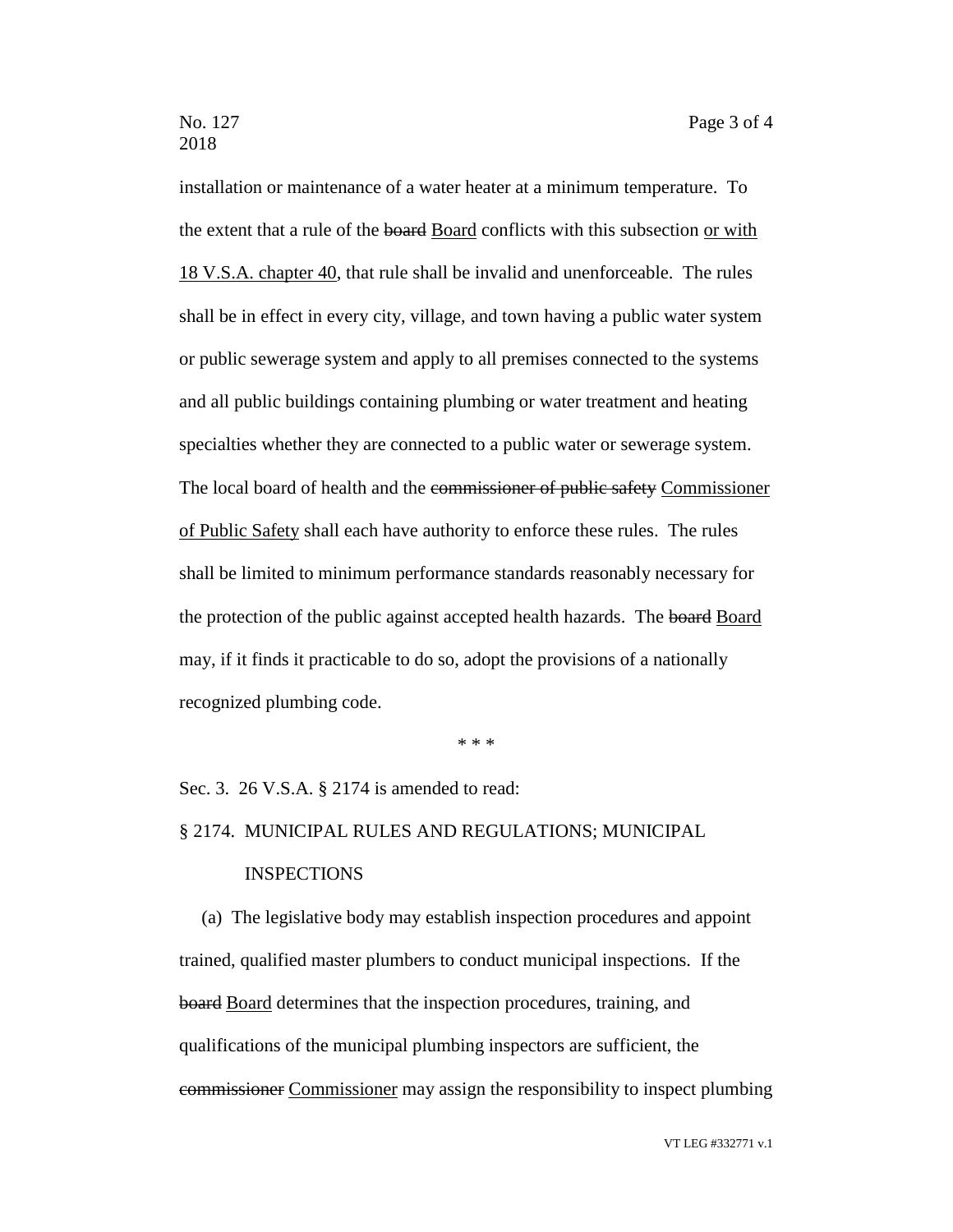installation or maintenance of a water heater at a minimum temperature. To the extent that a rule of the ~~board~~ <u>Board</u> conflicts with this subsection <u>or with 18 V.S.A. chapter 40</u>, that rule shall be invalid and unenforceable. The rules shall be in effect in every city, village, and town having a public water system or public sewerage system and apply to all premises connected to the systems and all public buildings containing plumbing or water treatment and heating specialties whether they are connected to a public water or sewerage system. The local board of health and the ~~commissioner of public safety~~ <u>Commissioner of Public Safety</u> shall each have authority to enforce these rules. The rules shall be limited to minimum performance standards reasonably necessary for the protection of the public against accepted health hazards. The ~~board~~ <u>Board</u> may, if it finds it practicable to do so, adopt the provisions of a nationally recognized plumbing code.

\* \* \*

Sec. 3. 26 V.S.A. § 2174 is amended to read:

§ 2174. MUNICIPAL RULES AND REGULATIONS; MUNICIPAL INSPECTIONS

(a) The legislative body may establish inspection procedures and appoint trained, qualified master plumbers to conduct municipal inspections. If the ~~board~~ <u>Board</u> determines that the inspection procedures, training, and qualifications of the municipal plumbing inspectors are sufficient, the ~~commissioner~~ <u>Commissioner</u> may assign the responsibility to inspect plumbing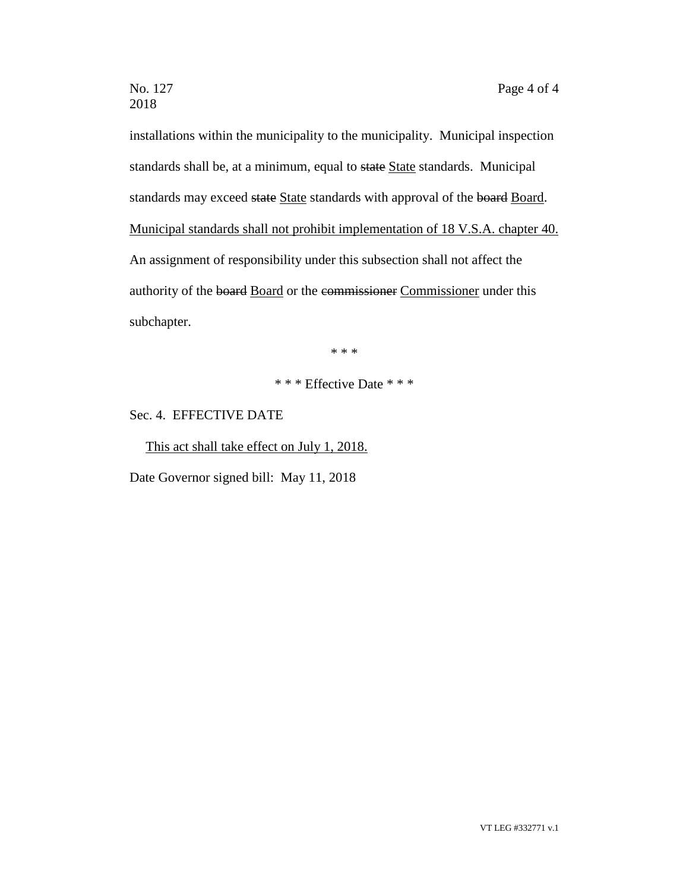installations within the municipality to the municipality. Municipal inspection standards shall be, at a minimum, equal to ~~state~~ <u>State</u> standards. Municipal standards may exceed ~~state~~ <u>State</u> standards with approval of the ~~board~~ <u>Board</u>. <u>Municipal standards shall not prohibit implementation of 18 V.S.A. chapter 40.</u> An assignment of responsibility under this subsection shall not affect the authority of the ~~board~~ <u>Board</u> or the ~~commissioner~~ <u>Commissioner</u> under this subchapter.

\* \* \*

\* \* \* Effective Date \* \* \*

Sec. 4. EFFECTIVE DATE

<u>This act shall take effect on July 1, 2018.</u>

Date Governor signed bill: May 11, 2018